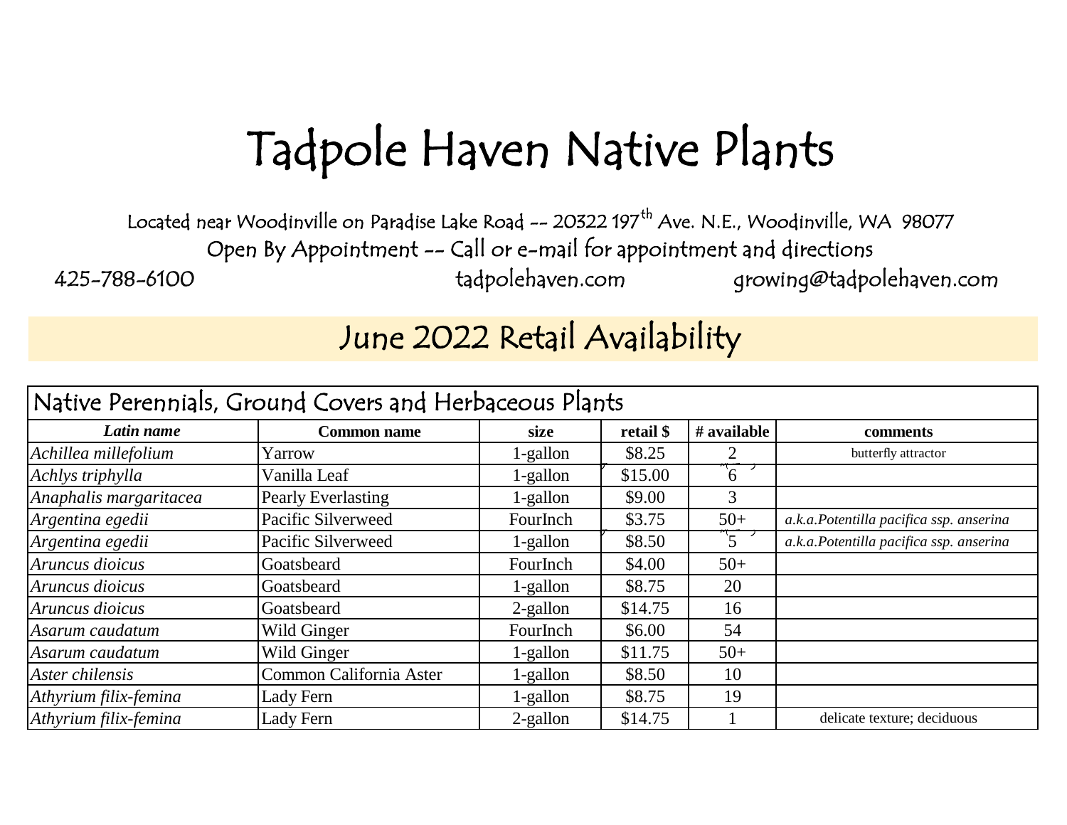# Tadpole Haven Native Plants

Located near Woodinville on Paradise Lake Road -- 20322 197th Ave. N.E., Woodinville, WA 98077

Open By Appointment -- Call or e-mail for appointment and directions

425-788-6100 tadpolehaven.com growing@tadpolehaven.com

## June 2022 Retail Availability

| Native Perennials, Ground Covers and Herbaceous Plants | | | | | |
|---|---|---|---|---|---|
| ***Latin name*** | **Common name** | **size** | **retail $** | **# available** | **comments** |
| *Achillea millefolium* | Yarrow | 1-gallon | $8.25 | 2 | butterfly attractor |
| *Achlys triphylla* | Vanilla Leaf | 1-gallon | $15.00 | 6 | |
| *Anaphalis margaritacea* | Pearly Everlasting | 1-gallon | $9.00 | 3 | |
| *Argentina egedii* | Pacific Silverweed | FourInch | $3.75 | 50+ | *a.k.a.Potentilla pacifica ssp. anserina* |
| *Argentina egedii* | Pacific Silverweed | 1-gallon | $8.50 | 5 | *a.k.a.Potentilla pacifica ssp. anserina* |
| *Aruncus dioicus* | Goatsbeard | FourInch | $4.00 | 50+ | |
| *Aruncus dioicus* | Goatsbeard | 1-gallon | $8.75 | 20 | |
| *Aruncus dioicus* | Goatsbeard | 2-gallon | $14.75 | 16 | |
| *Asarum caudatum* | Wild Ginger | FourInch | $6.00 | 54 | |
| *Asarum caudatum* | Wild Ginger | 1-gallon | $11.75 | 50+ | |
| *Aster chilensis* | Common California Aster | 1-gallon | $8.50 | 10 | |
| *Athyrium filix-femina* | Lady Fern | 1-gallon | $8.75 | 19 | |
| *Athyrium filix-femina* | Lady Fern | 2-gallon | $14.75 | 1 | delicate texture; deciduous |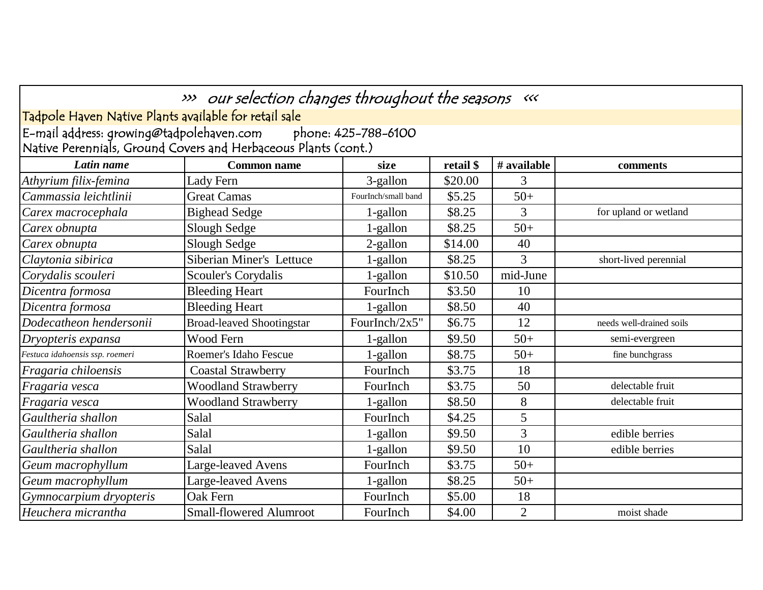>>> our selection changes throughout the seasons <<<

Tadpole Haven Native Plants available for retail sale

E-mail address: growing@tadpolehaven.com phone: 425-788-6100

Native Perennials, Ground Covers and Herbaceous Plants (cont.)

| Latin name | Common name | size | retail $ | # available | comments |
|---|---|---|---|---|---|
| *Athyrium filix-femina* | Lady Fern | 3-gallon | $20.00 | 3 | |
| *Cammassia leichtlinii* | Great Camas | FourInch/small band | $5.25 | 50+ | |
| *Carex macrocephala* | Bighead Sedge | 1-gallon | $8.25 | 3 | for upland or wetland |
| *Carex obnupta* | Slough Sedge | 1-gallon | $8.25 | 50+ | |
| *Carex obnupta* | Slough Sedge | 2-gallon | $14.00 | 40 | |
| *Claytonia sibirica* | Siberian Miner's Lettuce | 1-gallon | $8.25 | 3 | short-lived perennial |
| *Corydalis scouleri* | Scouler's Corydalis | 1-gallon | $10.50 | mid-June | |
| *Dicentra formosa* | Bleeding Heart | FourInch | $3.50 | 10 | |
| *Dicentra formosa* | Bleeding Heart | 1-gallon | $8.50 | 40 | |
| *Dodecatheon hendersonii* | Broad-leaved Shootingstar | FourInch/2x5" | $6.75 | 12 | needs well-drained soils |
| *Dryopteris expansa* | Wood Fern | 1-gallon | $9.50 | 50+ | semi-evergreen |
| *Festuca idahoensis ssp. roemeri* | Roemer's Idaho Fescue | 1-gallon | $8.75 | 50+ | fine bunchgrass |
| *Fragaria chiloensis* | Coastal Strawberry | FourInch | $3.75 | 18 | |
| *Fragaria vesca* | Woodland Strawberry | FourInch | $3.75 | 50 | delectable fruit |
| *Fragaria vesca* | Woodland Strawberry | 1-gallon | $8.50 | 8 | delectable fruit |
| *Gaultheria shallon* | Salal | FourInch | $4.25 | 5 | |
| *Gaultheria shallon* | Salal | 1-gallon | $9.50 | 3 | edible berries |
| *Gaultheria shallon* | Salal | 1-gallon | $9.50 | 10 | edible berries |
| *Geum macrophyllum* | Large-leaved Avens | FourInch | $3.75 | 50+ | |
| *Geum macrophyllum* | Large-leaved Avens | 1-gallon | $8.25 | 50+ | |
| *Gymnocarpium dryopteris* | Oak Fern | FourInch | $5.00 | 18 | |
| *Heuchera micrantha* | Small-flowered Alumroot | FourInch | $4.00 | 2 | moist shade |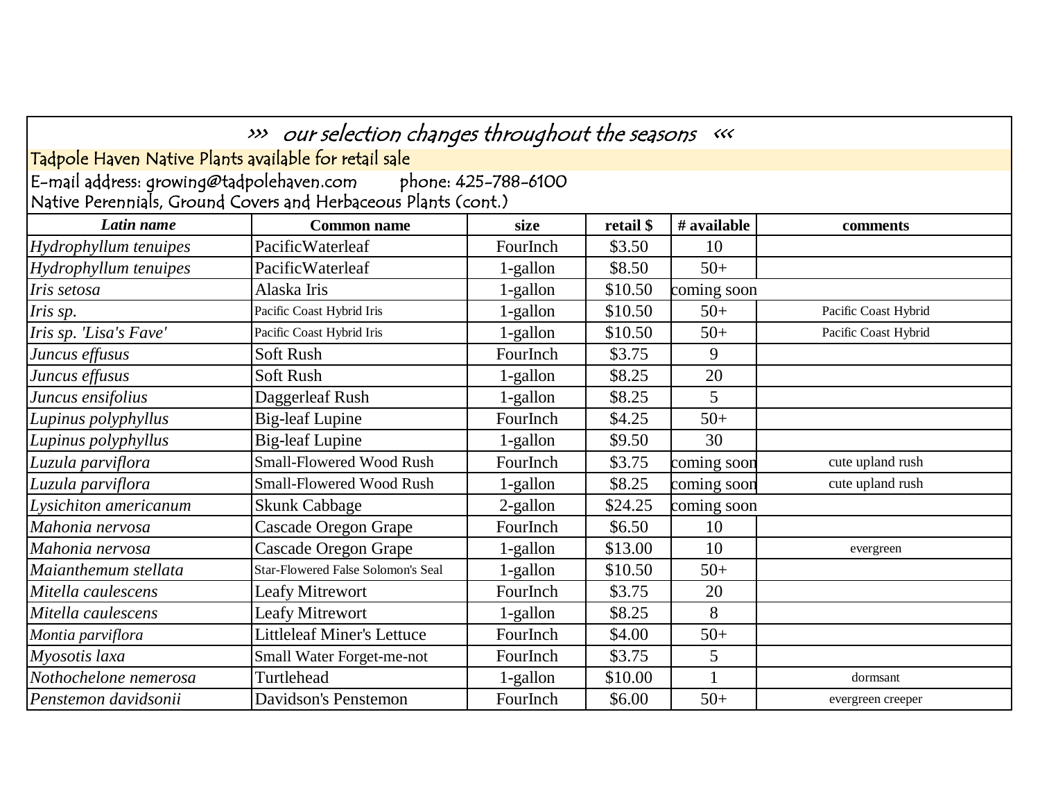>>> our selection changes throughout the seasons <<<

Tadpole Haven Native Plants available for retail sale

E-mail address: growing@tadpolehaven.com phone: 425-788-6100

Native Perennials, Ground Covers and Herbaceous Plants (cont.)

| *Latin name* | Common name | size | retail $ | # available | comments |
|---|---|---|---|---|---|
| *Hydrophyllum tenuipes* | PacificWaterleaf | FourInch | $3.50 | 10 | |
| *Hydrophyllum tenuipes* | PacificWaterleaf | 1-gallon | $8.50 | 50+ | |
| *Iris setosa* | Alaska Iris | 1-gallon | $10.50 | coming soon | |
| *Iris sp.* | Pacific Coast Hybrid Iris | 1-gallon | $10.50 | 50+ | Pacific Coast Hybrid |
| *Iris sp. 'Lisa's Fave'* | Pacific Coast Hybrid Iris | 1-gallon | $10.50 | 50+ | Pacific Coast Hybrid |
| *Juncus effusus* | Soft Rush | FourInch | $3.75 | 9 | |
| *Juncus effusus* | Soft Rush | 1-gallon | $8.25 | 20 | |
| *Juncus ensifolius* | Daggerleaf Rush | 1-gallon | $8.25 | 5 | |
| *Lupinus polyphyllus* | Big-leaf Lupine | FourInch | $4.25 | 50+ | |
| *Lupinus polyphyllus* | Big-leaf Lupine | 1-gallon | $9.50 | 30 | |
| *Luzula parviflora* | Small-Flowered Wood Rush | FourInch | $3.75 | coming soon | cute upland rush |
| *Luzula parviflora* | Small-Flowered Wood Rush | 1-gallon | $8.25 | coming soon | cute upland rush |
| *Lysichiton americanum* | Skunk Cabbage | 2-gallon | $24.25 | coming soon | |
| *Mahonia nervosa* | Cascade Oregon Grape | FourInch | $6.50 | 10 | |
| *Mahonia nervosa* | Cascade Oregon Grape | 1-gallon | $13.00 | 10 | evergreen |
| *Maianthemum stellata* | Star-Flowered False Solomon's Seal | 1-gallon | $10.50 | 50+ | |
| *Mitella caulescens* | Leafy Mitrewort | FourInch | $3.75 | 20 | |
| *Mitella caulescens* | Leafy Mitrewort | 1-gallon | $8.25 | 8 | |
| *Montia parviflora* | Littleleaf Miner's Lettuce | FourInch | $4.00 | 50+ | |
| *Myosotis laxa* | Small Water Forget-me-not | FourInch | $3.75 | 5 | |
| *Nothochelone nemerosa* | Turtlehead | 1-gallon | $10.00 | 1 | dormsant |
| *Penstemon davidsonii* | Davidson's Penstemon | FourInch | $6.00 | 50+ | evergreen creeper |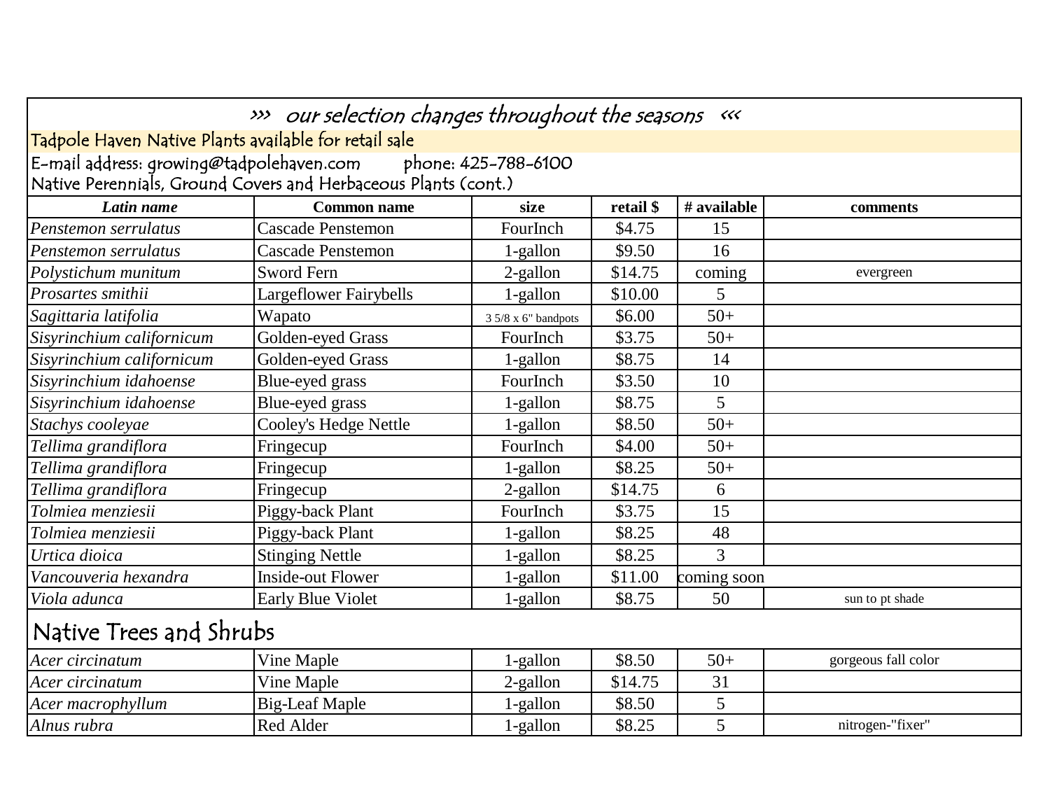››› our selection changes throughout the seasons ‹‹‹

Tadpole Haven Native Plants available for retail sale

E-mail address: growing@tadpolehaven.com phone: 425-788-6100

Native Perennials, Ground Covers and Herbaceous Plants (cont.)

| *Latin name* | Common name | size | retail $ | # available | comments |
|---|---|---|---|---|---|
| *Penstemon serrulatus* | Cascade Penstemon | FourInch | $4.75 | 15 | |
| *Penstemon serrulatus* | Cascade Penstemon | 1-gallon | $9.50 | 16 | |
| *Polystichum munitum* | Sword Fern | 2-gallon | $14.75 | coming | evergreen |
| *Prosartes smithii* | Largeflower Fairybells | 1-gallon | $10.00 | 5 | |
| *Sagittaria latifolia* | Wapato | 3 5/8 x 6" bandpots | $6.00 | 50+ | |
| *Sisyrinchium californicum* | Golden-eyed Grass | FourInch | $3.75 | 50+ | |
| *Sisyrinchium californicum* | Golden-eyed Grass | 1-gallon | $8.75 | 14 | |
| *Sisyrinchium idahoense* | Blue-eyed grass | FourInch | $3.50 | 10 | |
| *Sisyrinchium idahoense* | Blue-eyed grass | 1-gallon | $8.75 | 5 | |
| *Stachys cooleyae* | Cooley's Hedge Nettle | 1-gallon | $8.50 | 50+ | |
| *Tellima grandiflora* | Fringecup | FourInch | $4.00 | 50+ | |
| *Tellima grandiflora* | Fringecup | 1-gallon | $8.25 | 50+ | |
| *Tellima grandiflora* | Fringecup | 2-gallon | $14.75 | 6 | |
| *Tolmiea menziesii* | Piggy-back Plant | FourInch | $3.75 | 15 | |
| *Tolmiea menziesii* | Piggy-back Plant | 1-gallon | $8.25 | 48 | |
| *Urtica dioica* | Stinging Nettle | 1-gallon | $8.25 | 3 | |
| *Vancouveria hexandra* | Inside-out Flower | 1-gallon | $11.00 | coming soon | |
| *Viola adunca* | Early Blue Violet | 1-gallon | $8.75 | 50 | sun to pt shade |
| **Native Trees and Shrubs** | | | | | |
| *Acer circinatum* | Vine Maple | 1-gallon | $8.50 | 50+ | gorgeous fall color |
| *Acer circinatum* | Vine Maple | 2-gallon | $14.75 | 31 | |
| *Acer macrophyllum* | Big-Leaf Maple | 1-gallon | $8.50 | 5 | |
| *Alnus rubra* | Red Alder | 1-gallon | $8.25 | 5 | nitrogen-"fixer" |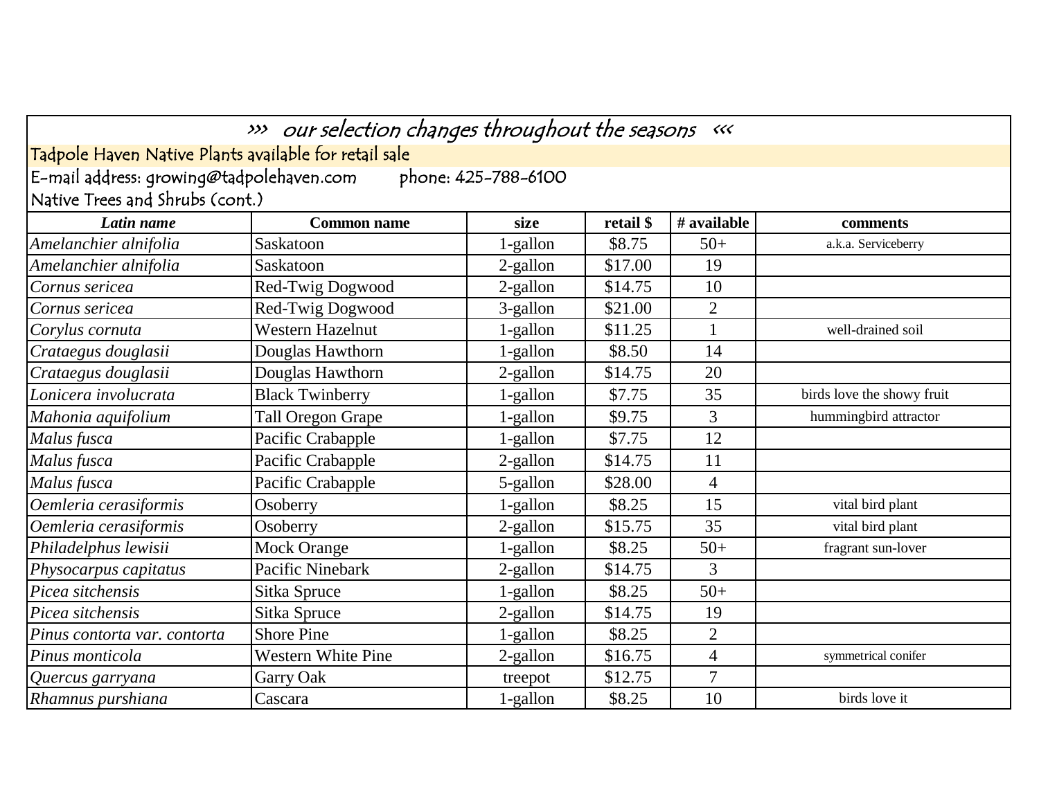>>> *our selection changes throughout the seasons* <<<

Tadpole Haven Native Plants available for retail sale

E-mail address: growing@tadpolehaven.com phone: 425-788-6100

Native Trees and Shrubs (cont.)

| *Latin name* | Common name | size | retail $ | # available | comments |
|---|---|---|---|---|---|
| *Amelanchier alnifolia* | Saskatoon | 1-gallon | $8.75 | 50+ | a.k.a. Serviceberry |
| *Amelanchier alnifolia* | Saskatoon | 2-gallon | $17.00 | 19 | |
| *Cornus sericea* | Red-Twig Dogwood | 2-gallon | $14.75 | 10 | |
| *Cornus sericea* | Red-Twig Dogwood | 3-gallon | $21.00 | 2 | |
| *Corylus cornuta* | Western Hazelnut | 1-gallon | $11.25 | 1 | well-drained soil |
| *Crataegus douglasii* | Douglas Hawthorn | 1-gallon | $8.50 | 14 | |
| *Crataegus douglasii* | Douglas Hawthorn | 2-gallon | $14.75 | 20 | |
| *Lonicera involucrata* | Black Twinberry | 1-gallon | $7.75 | 35 | birds love the showy fruit |
| *Mahonia aquifolium* | Tall Oregon Grape | 1-gallon | $9.75 | 3 | hummingbird attractor |
| *Malus fusca* | Pacific Crabapple | 1-gallon | $7.75 | 12 | |
| *Malus fusca* | Pacific Crabapple | 2-gallon | $14.75 | 11 | |
| *Malus fusca* | Pacific Crabapple | 5-gallon | $28.00 | 4 | |
| *Oemleria cerasiformis* | Osoberry | 1-gallon | $8.25 | 15 | vital bird plant |
| *Oemleria cerasiformis* | Osoberry | 2-gallon | $15.75 | 35 | vital bird plant |
| *Philadelphus lewisii* | Mock Orange | 1-gallon | $8.25 | 50+ | fragrant sun-lover |
| *Physocarpus capitatus* | Pacific Ninebark | 2-gallon | $14.75 | 3 | |
| *Picea sitchensis* | Sitka Spruce | 1-gallon | $8.25 | 50+ | |
| *Picea sitchensis* | Sitka Spruce | 2-gallon | $14.75 | 19 | |
| *Pinus contorta var. contorta* | Shore Pine | 1-gallon | $8.25 | 2 | |
| *Pinus monticola* | Western White Pine | 2-gallon | $16.75 | 4 | symmetrical conifer |
| *Quercus garryana* | Garry Oak | treepot | $12.75 | 7 | |
| *Rhamnus purshiana* | Cascara | 1-gallon | $8.25 | 10 | birds love it |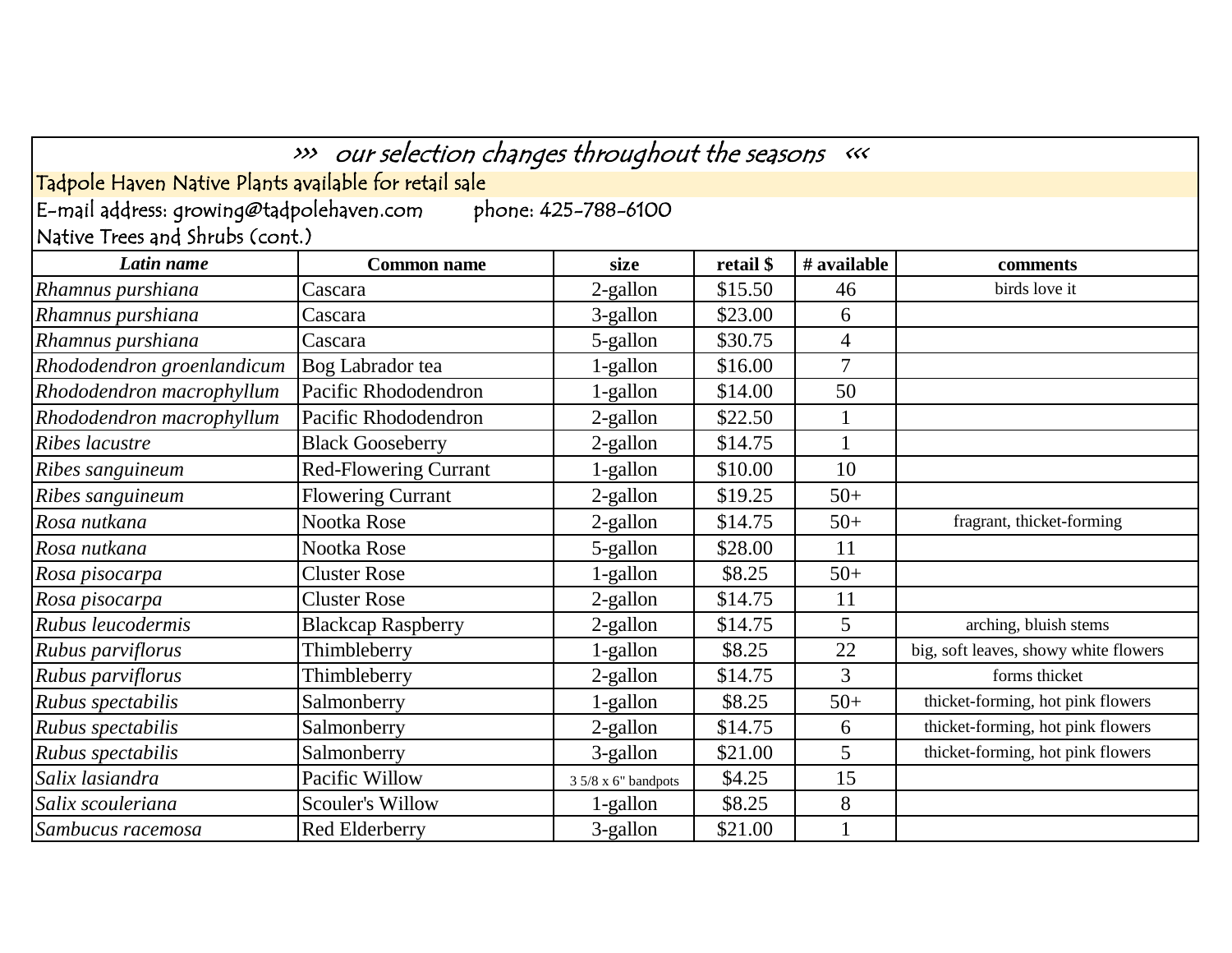>>> our selection changes throughout the seasons <<<

Tadpole Haven Native Plants available for retail sale

E-mail address: growing@tadpolehaven.com phone: 425-788-6100

Native Trees and Shrubs (cont.)

| *Latin name* | Common name | size | retail $ | # available | comments |
|---|---|---|---|---|---|
| *Rhamnus purshiana* | Cascara | 2-gallon | $15.50 | 46 | birds love it |
| *Rhamnus purshiana* | Cascara | 3-gallon | $23.00 | 6 | |
| *Rhamnus purshiana* | Cascara | 5-gallon | $30.75 | 4 | |
| *Rhododendron groenlandicum* | Bog Labrador tea | 1-gallon | $16.00 | 7 | |
| *Rhododendron macrophyllum* | Pacific Rhododendron | 1-gallon | $14.00 | 50 | |
| *Rhododendron macrophyllum* | Pacific Rhododendron | 2-gallon | $22.50 | 1 | |
| *Ribes lacustre* | Black Gooseberry | 2-gallon | $14.75 | 1 | |
| *Ribes sanguineum* | Red-Flowering Currant | 1-gallon | $10.00 | 10 | |
| *Ribes sanguineum* | Flowering Currant | 2-gallon | $19.25 | 50+ | |
| *Rosa nutkana* | Nootka Rose | 2-gallon | $14.75 | 50+ | fragrant, thicket-forming |
| *Rosa nutkana* | Nootka Rose | 5-gallon | $28.00 | 11 | |
| *Rosa pisocarpa* | Cluster Rose | 1-gallon | $8.25 | 50+ | |
| *Rosa pisocarpa* | Cluster Rose | 2-gallon | $14.75 | 11 | |
| *Rubus leucodermis* | Blackcap Raspberry | 2-gallon | $14.75 | 5 | arching, bluish stems |
| *Rubus parviflorus* | Thimbleberry | 1-gallon | $8.25 | 22 | big, soft leaves, showy white flowers |
| *Rubus parviflorus* | Thimbleberry | 2-gallon | $14.75 | 3 | forms thicket |
| *Rubus spectabilis* | Salmonberry | 1-gallon | $8.25 | 50+ | thicket-forming, hot pink flowers |
| *Rubus spectabilis* | Salmonberry | 2-gallon | $14.75 | 6 | thicket-forming, hot pink flowers |
| *Rubus spectabilis* | Salmonberry | 3-gallon | $21.00 | 5 | thicket-forming, hot pink flowers |
| *Salix lasiandra* | Pacific Willow | 3 5/8 x 6" bandpots | $4.25 | 15 | |
| *Salix scouleriana* | Scouler's Willow | 1-gallon | $8.25 | 8 | |
| *Sambucus racemosa* | Red Elderberry | 3-gallon | $21.00 | 1 | |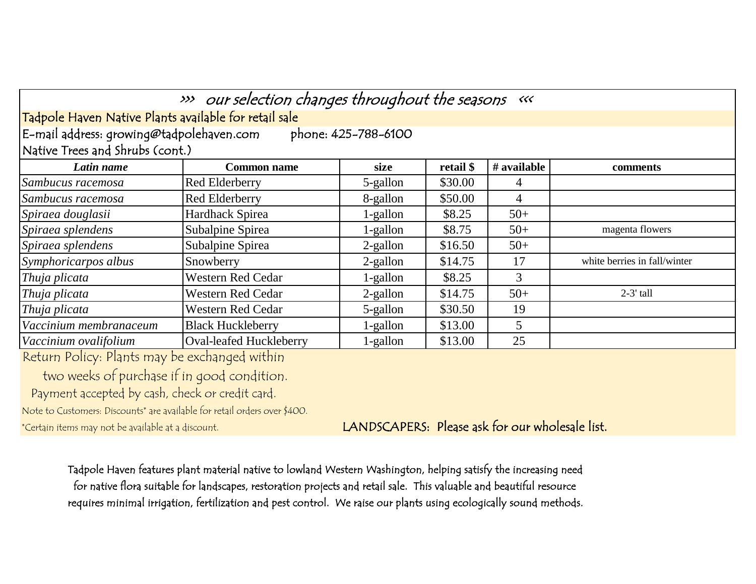››› *our selection changes throughout the seasons* ‹‹‹

Tadpole Haven Native Plants available for retail sale

E-mail address: growing@tadpolehaven.com phone: 425-788-6100

Native Trees and Shrubs (cont.)

| *Latin name* | Common name | size | retail $ | # available | comments |
|---|---|---|---|---|---|
| *Sambucus racemosa* | Red Elderberry | 5-gallon | $30.00 | 4 | |
| *Sambucus racemosa* | Red Elderberry | 8-gallon | $50.00 | 4 | |
| *Spiraea douglasii* | Hardhack Spirea | 1-gallon | $8.25 | 50+ | |
| *Spiraea splendens* | Subalpine Spirea | 1-gallon | $8.75 | 50+ | magenta flowers |
| *Spiraea splendens* | Subalpine Spirea | 2-gallon | $16.50 | 50+ | |
| *Symphoricarpos albus* | Snowberry | 2-gallon | $14.75 | 17 | white berries in fall/winter |
| *Thuja plicata* | Western Red Cedar | 1-gallon | $8.25 | 3 | |
| *Thuja plicata* | Western Red Cedar | 2-gallon | $14.75 | 50+ | 2-3' tall |
| *Thuja plicata* | Western Red Cedar | 5-gallon | $30.50 | 19 | |
| *Vaccinium membranaceum* | Black Huckleberry | 1-gallon | $13.00 | 5 | |
| *Vaccinium ovalifolium* | Oval-leafed Huckleberry | 1-gallon | $13.00 | 25 | |

Return Policy: Plants may be exchanged within two weeks of purchase if in good condition.

Payment accepted by cash, check or credit card.

Note to Customers: Discounts* are available for retail orders over $400.

*Certain items may not be available at a discount.

LANDSCAPERS: Please ask for our wholesale list.

Tadpole Haven features plant material native to lowland Western Washington, helping satisfy the increasing need for native flora suitable for landscapes, restoration projects and retail sale. This valuable and beautiful resource requires minimal irrigation, fertilization and pest control. We raise our plants using ecologically sound methods.